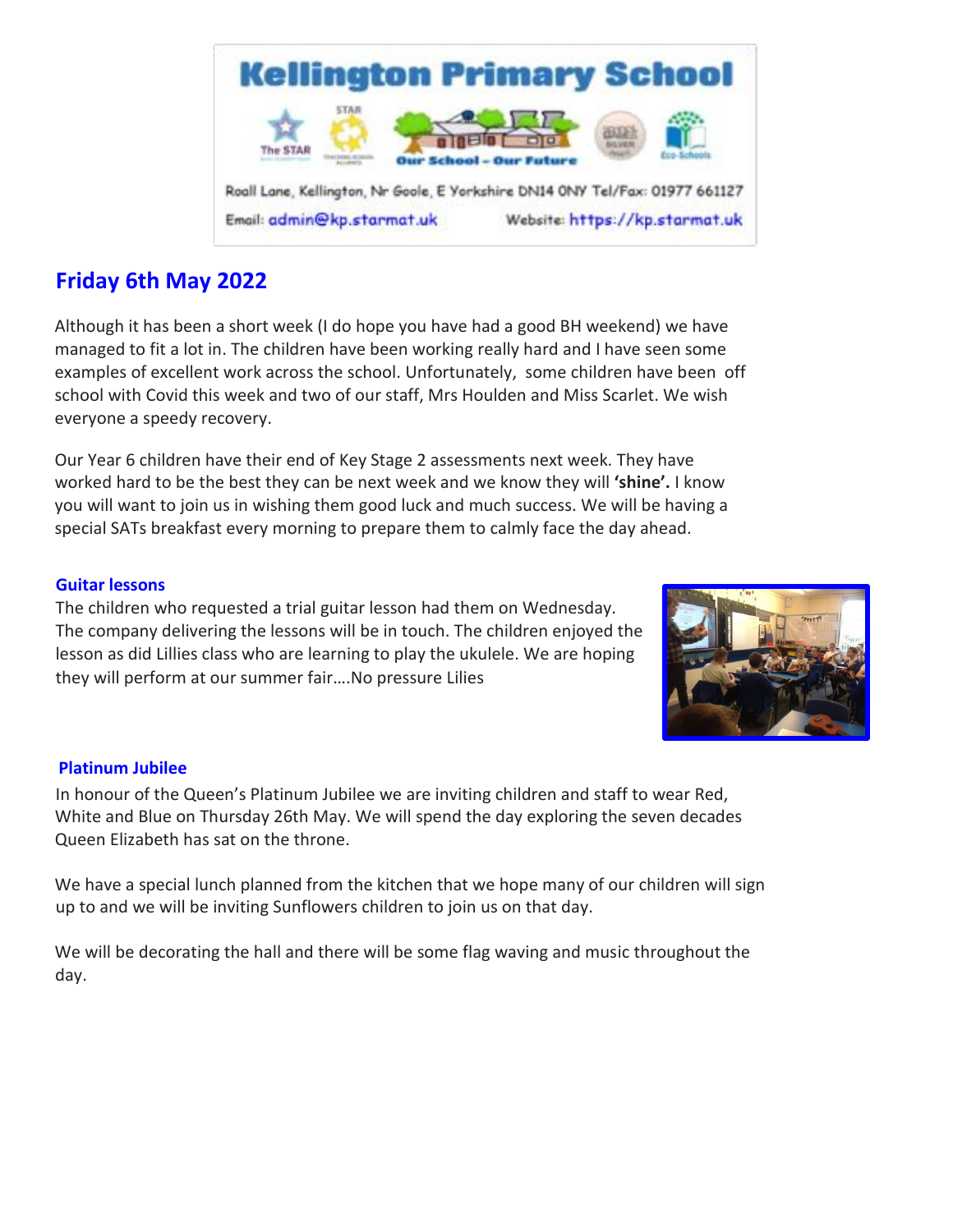# Kellington Primary School

Our School – Our Future

Roall Lane, Kellington, Nr Goole, E Yorkshire DN14 0NY Tel/Fax: 01977 661127

Email: admin@kp.starmat.uk Website: https://kp.starmat.uk

## Friday 6th May 2022

Although it has been a short week (I do hope you have had a good BH weekend) we have managed to fit a lot in. The children have been working really hard and I have seen some examples of excellent work across the school. Unfortunately, some children have been off school with Covid this week and two of our staff, Mrs Houlden and Miss Scarlet. We wish everyone a speedy recovery.

Our Year 6 children have their end of Key Stage 2 assessments next week. They have worked hard to be the best they can be next week and we know they will **'shine'.** I know you will want to join us in wishing them good luck and much success. We will be having a special SATs breakfast every morning to prepare them to calmly face the day ahead.

### Guitar lessons

The children who requested a trial guitar lesson had them on Wednesday. The company delivering the lessons will be in touch. The children enjoyed the lesson as did Lillies class who are learning to play the ukulele. We are hoping they will perform at our summer fair….No pressure Lilies

### Platinum Jubilee

In honour of the Queen's Platinum Jubilee we are inviting children and staff to wear Red, White and Blue on Thursday 26th May. We will spend the day exploring the seven decades Queen Elizabeth has sat on the throne.

We have a special lunch planned from the kitchen that we hope many of our children will sign up to and we will be inviting Sunflowers children to join us on that day.

We will be decorating the hall and there will be some flag waving and music throughout the day.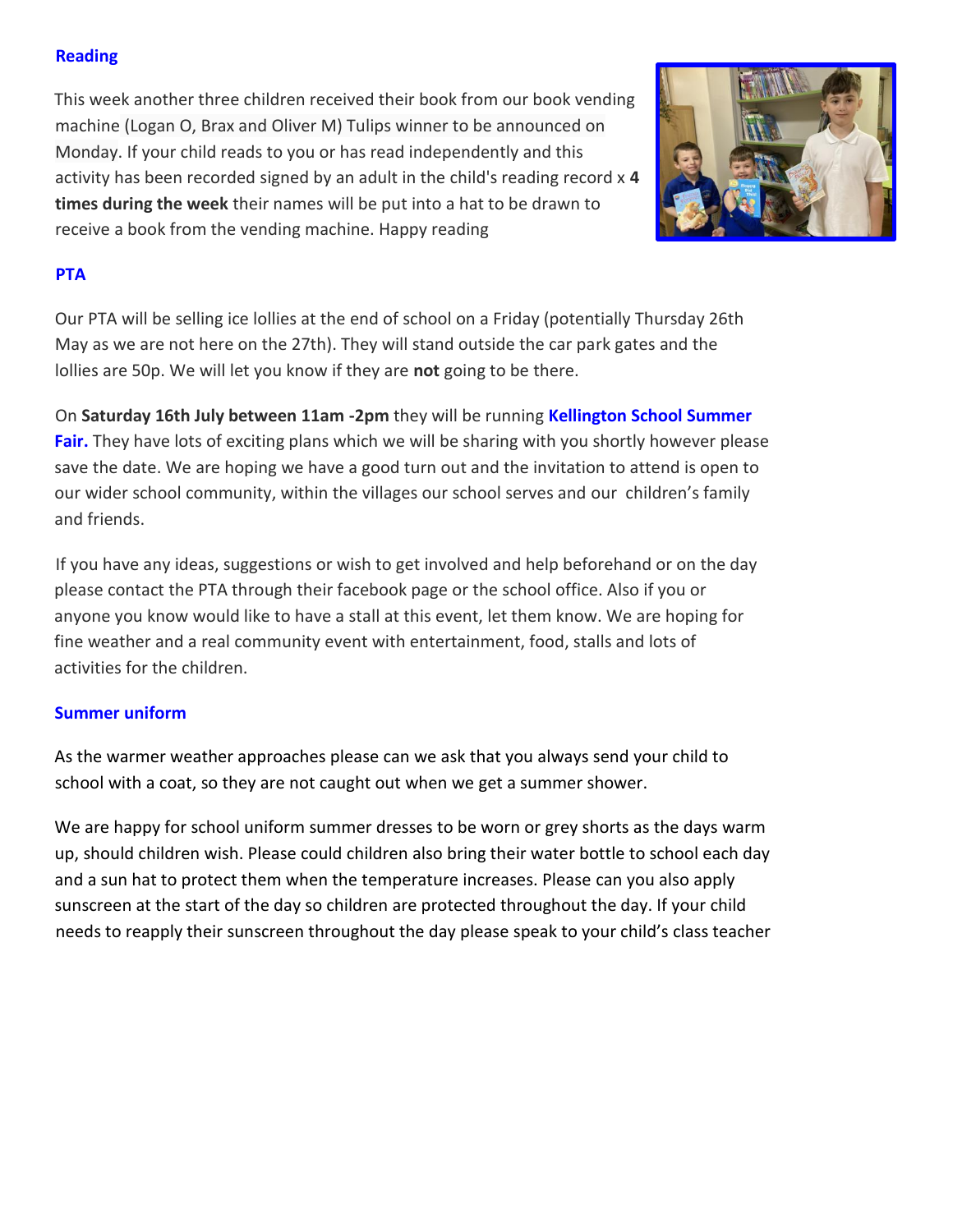## Reading

This week another three children received their book from our book vending machine (Logan O, Brax and Oliver M) Tulips winner to be announced on Monday. If your child reads to you or has read independently and this activity has been recorded signed by an adult in the child's reading record x **4 times during the week** their names will be put into a hat to be drawn to receive a book from the vending machine. Happy reading

## PTA

Our PTA will be selling ice lollies at the end of school on a Friday (potentially Thursday 26th May as we are not here on the 27th). They will stand outside the car park gates and the lollies are 50p. We will let you know if they are **not** going to be there.

On **Saturday 16th July between 11am -2pm** they will be running **Kellington School Summer Fair.** They have lots of exciting plans which we will be sharing with you shortly however please save the date. We are hoping we have a good turn out and the invitation to attend is open to our wider school community, within the villages our school serves and our children's family and friends.

If you have any ideas, suggestions or wish to get involved and help beforehand or on the day please contact the PTA through their facebook page or the school office. Also if you or anyone you know would like to have a stall at this event, let them know. We are hoping for fine weather and a real community event with entertainment, food, stalls and lots of activities for the children.

## Summer uniform

As the warmer weather approaches please can we ask that you always send your child to school with a coat, so they are not caught out when we get a summer shower.

We are happy for school uniform summer dresses to be worn or grey shorts as the days warm up, should children wish. Please could children also bring their water bottle to school each day and a sun hat to protect them when the temperature increases. Please can you also apply sunscreen at the start of the day so children are protected throughout the day. If your child needs to reapply their sunscreen throughout the day please speak to your child's class teacher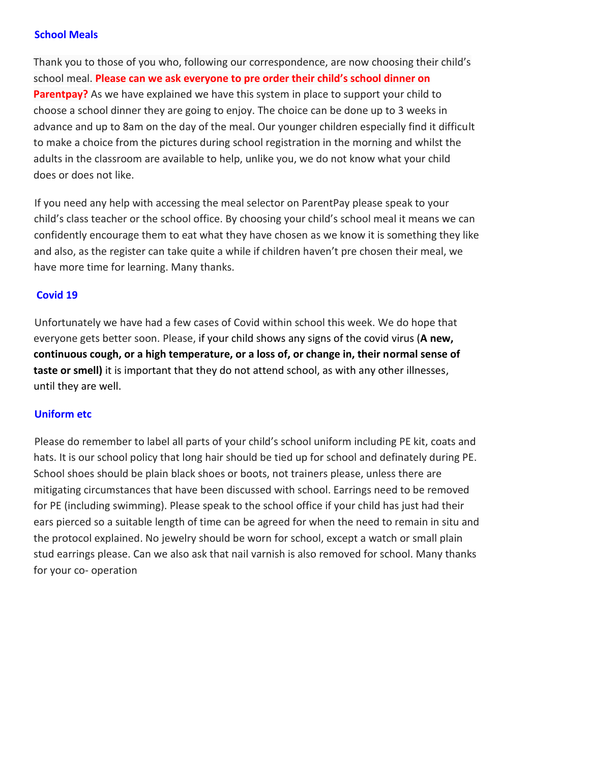## School Meals

Thank you to those of you who, following our correspondence, are now choosing their child's school meal. **Please can we ask everyone to pre order their child's school dinner on Parentpay?** As we have explained we have this system in place to support your child to choose a school dinner they are going to enjoy. The choice can be done up to 3 weeks in advance and up to 8am on the day of the meal. Our younger children especially find it difficult to make a choice from the pictures during school registration in the morning and whilst the adults in the classroom are available to help, unlike you, we do not know what your child does or does not like.

If you need any help with accessing the meal selector on ParentPay please speak to your child's class teacher or the school office. By choosing your child's school meal it means we can confidently encourage them to eat what they have chosen as we know it is something they like and also, as the register can take quite a while if children haven't pre chosen their meal, we have more time for learning. Many thanks.

## Covid 19

Unfortunately we have had a few cases of Covid within school this week. We do hope that everyone gets better soon. Please, if your child shows any signs of the covid virus (**A new, continuous cough, or a high temperature, or a loss of, or change in, their normal sense of taste or smell)** it is important that they do not attend school, as with any other illnesses, until they are well.

## Uniform etc

Please do remember to label all parts of your child's school uniform including PE kit, coats and hats. It is our school policy that long hair should be tied up for school and definately during PE. School shoes should be plain black shoes or boots, not trainers please, unless there are mitigating circumstances that have been discussed with school. Earrings need to be removed for PE (including swimming). Please speak to the school office if your child has just had their ears pierced so a suitable length of time can be agreed for when the need to remain in situ and the protocol explained. No jewelry should be worn for school, except a watch or small plain stud earrings please. Can we also ask that nail varnish is also removed for school. Many thanks for your co- operation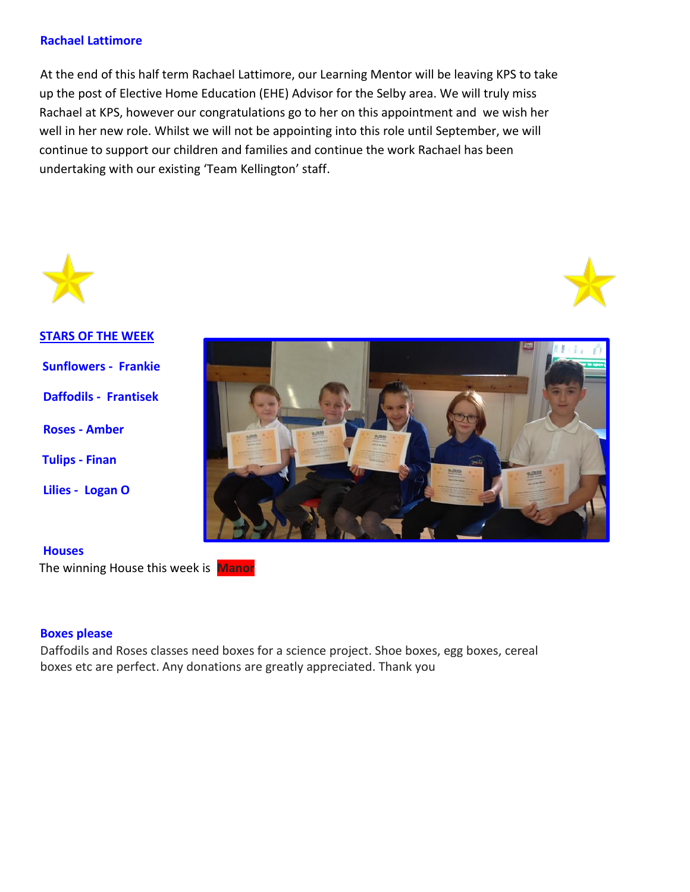### Rachael Lattimore

At the end of this half term Rachael Lattimore, our Learning Mentor will be leaving KPS to take up the post of Elective Home Education (EHE) Advisor for the Selby area. We will truly miss Rachael at KPS, however our congratulations go to her on this appointment and we wish her well in her new role. Whilst we will not be appointing into this role until September, we will continue to support our children and families and continue the work Rachael has been undertaking with our existing 'Team Kellington' staff.

### STARS OF THE WEEK

**Sunflowers - Frankie**

**Daffodils - Frantisek**

**Roses - Amber**

**Tulips - Finan**

**Lilies - Logan O**

### Houses

The winning House this week is **Manor**

### Boxes please

Daffodils and Roses classes need boxes for a science project. Shoe boxes, egg boxes, cereal boxes etc are perfect. Any donations are greatly appreciated. Thank you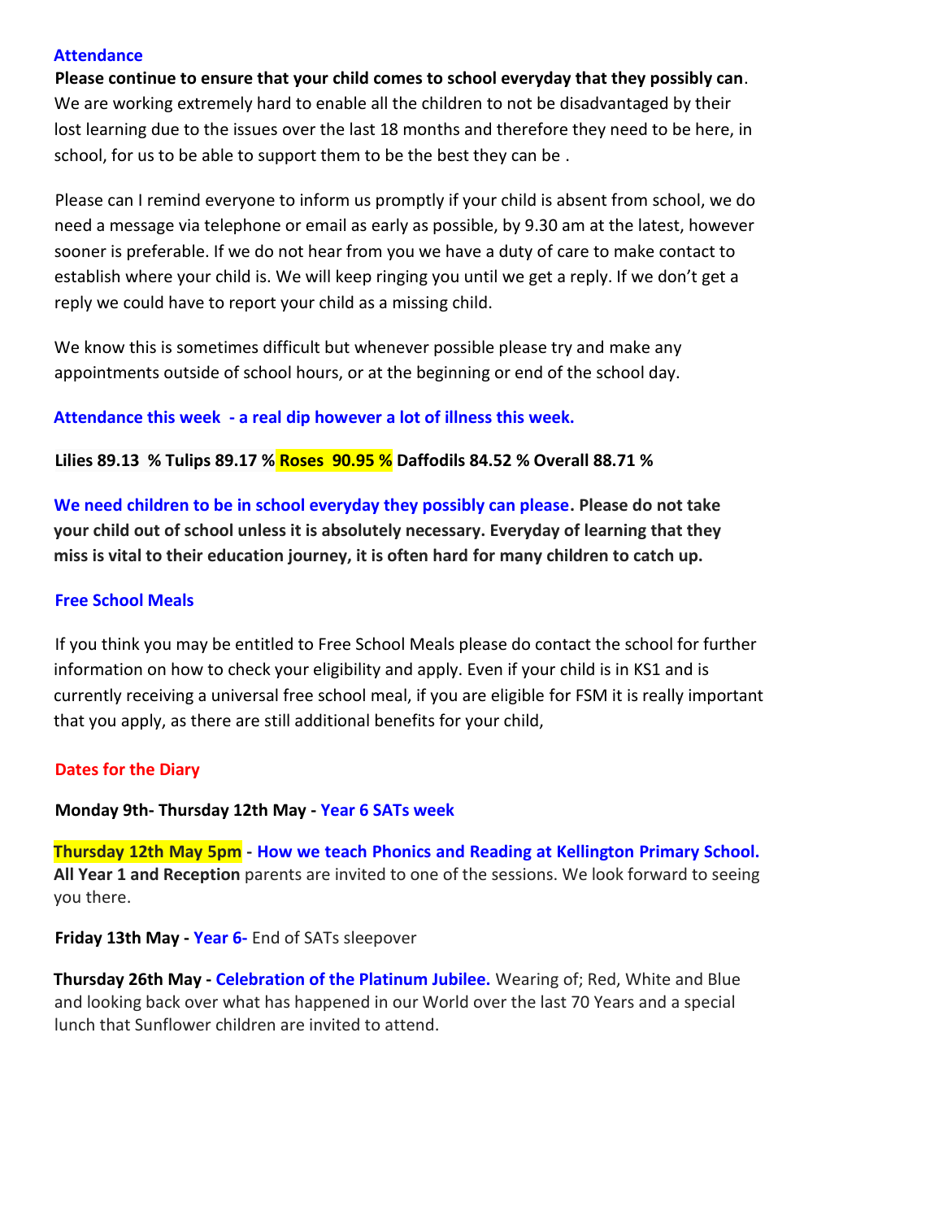## Attendance

**Please continue to ensure that your child comes to school everyday that they possibly can**. We are working extremely hard to enable all the children to not be disadvantaged by their lost learning due to the issues over the last 18 months and therefore they need to be here, in school, for us to be able to support them to be the best they can be .

Please can I remind everyone to inform us promptly if your child is absent from school, we do need a message via telephone or email as early as possible, by 9.30 am at the latest, however sooner is preferable. If we do not hear from you we have a duty of care to make contact to establish where your child is. We will keep ringing you until we get a reply. If we don't get a reply we could have to report your child as a missing child.

We know this is sometimes difficult but whenever possible please try and make any appointments outside of school hours, or at the beginning or end of the school day.

**Attendance this week - a real dip however a lot of illness this week.**

**Lilies 89.13 % Tulips 89.17 % Roses 90.95 % Daffodils 84.52 % Overall 88.71 %**

**We need children to be in school everyday they possibly can please. Please do not take your child out of school unless it is absolutely necessary. Everyday of learning that they miss is vital to their education journey, it is often hard for many children to catch up.**

## Free School Meals

If you think you may be entitled to Free School Meals please do contact the school for further information on how to check your eligibility and apply. Even if your child is in KS1 and is currently receiving a universal free school meal, if you are eligible for FSM it is really important that you apply, as there are still additional benefits for your child,

## Dates for the Diary

**Monday 9th- Thursday 12th May - Year 6 SATs week**

**Thursday 12th May 5pm - How we teach Phonics and Reading at Kellington Primary School.** **All Year 1 and Reception** parents are invited to one of the sessions. We look forward to seeing you there.

**Friday 13th May - Year 6-** End of SATs sleepover

**Thursday 26th May - Celebration of the Platinum Jubilee.** Wearing of; Red, White and Blue and looking back over what has happened in our World over the last 70 Years and a special lunch that Sunflower children are invited to attend.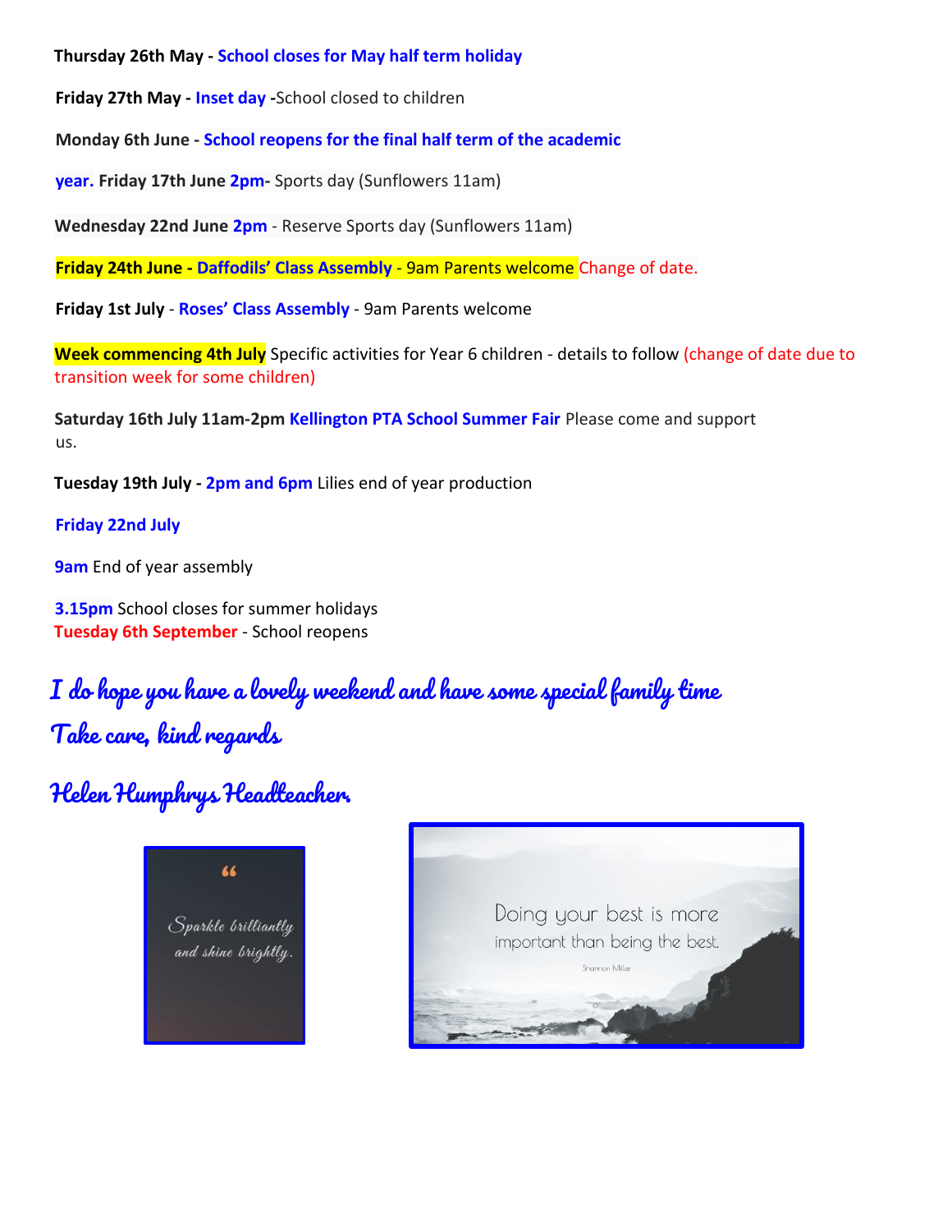**Thursday 26th May - School closes for May half term holiday**

**Friday 27th May - Inset day -**School closed to children

**Monday 6th June - School reopens for the final half term of the academic year.** **Friday 17th June 2pm-** Sports day (Sunflowers 11am)

**Wednesday 22nd June 2pm** - Reserve Sports day (Sunflowers 11am)

**Friday 24th June - Daffodils' Class Assembly** - 9am Parents welcome Change of date.

**Friday 1st July** - **Roses' Class Assembly** - 9am Parents welcome

**Week commencing 4th July** Specific activities for Year 6 children - details to follow (change of date due to transition week for some children)

**Saturday 16th July 11am-2pm Kellington PTA School Summer Fair** Please come and support us.

**Tuesday 19th July - 2pm and 6pm** Lilies end of year production

**Friday 22nd July**

**9am** End of year assembly

**3.15pm** School closes for summer holidays
**Tuesday 6th September** - School reopens

*I do hope you have a lovely weekend and have some special family time*
*Take care, kind regards*

*Helen Humphrys Headteacher.*

"Sparkle brilliantly and shine brightly."

Doing your best is more important than being the best.
Shannon Miller